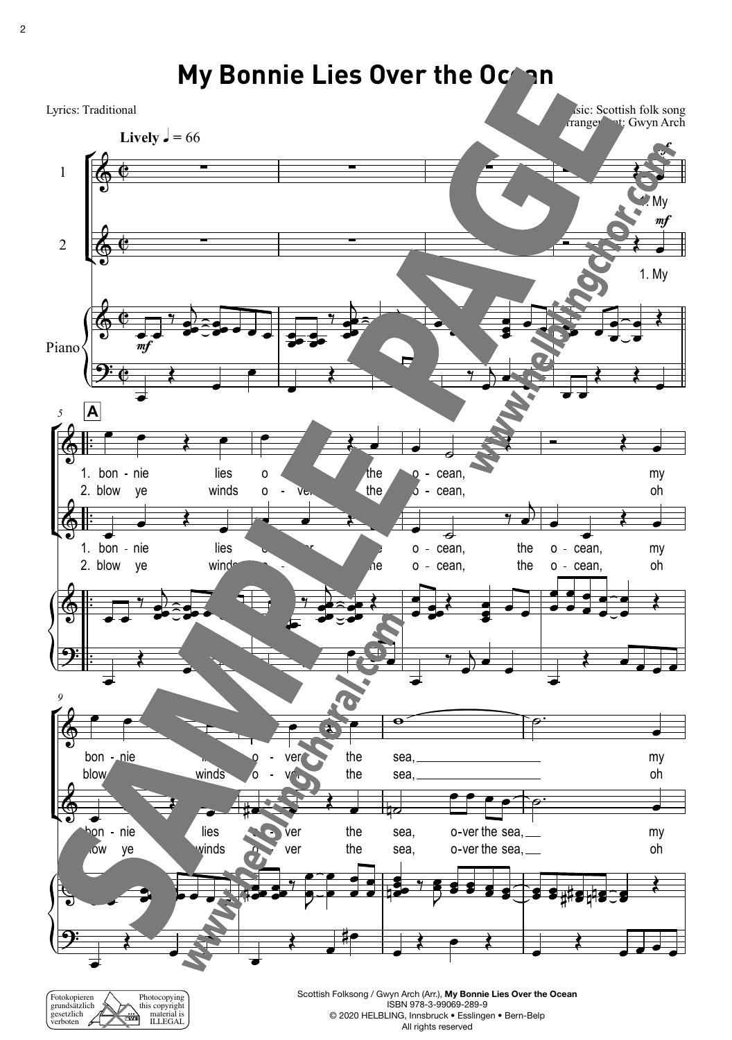# My Bonnie Lies Over the Ocean

Lyrics: Traditional

Music: Scottish folk song
Arrangement: Gwyn Arch

Scottish Folksong / Gwyn Arch (Arr.), **My Bonnie Lies Over the Ocean**
ISBN 978-3-99069-289-9
© 2020 HELBLING, Innsbruck • Esslingen • Bern-Belp
All rights reserved

Fotokopieren grundsätzlich gesetzlich verboten

Photocopying this copyright material is ILLEGAL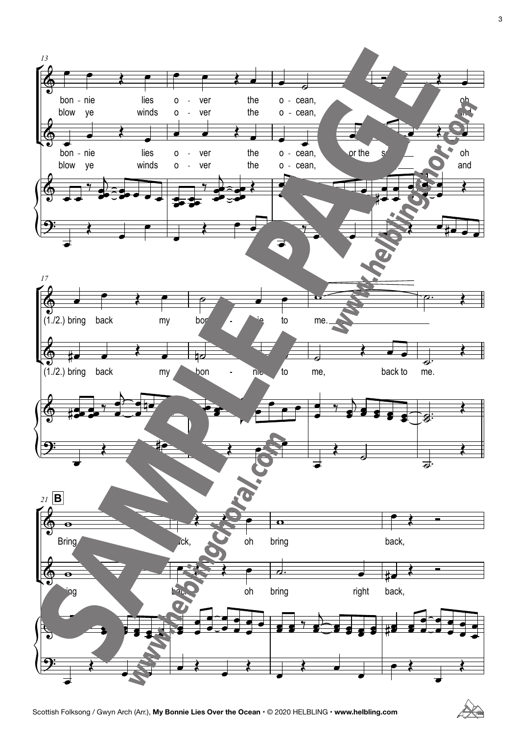13

bon - nie lies o - ver the o - cean, oh
blow ye winds o - ver the o - cean, and

bon - nie lies o - ver the o - cean, or the s... oh
blow ye winds o - ver the o - cean, and

17

(1./2.) bring back my bon - nie to me.

(1./2.) bring back my bon - nie to me, back to me.

21 **B**

Bring ... back, oh bring back,

Bring back, oh bring right back,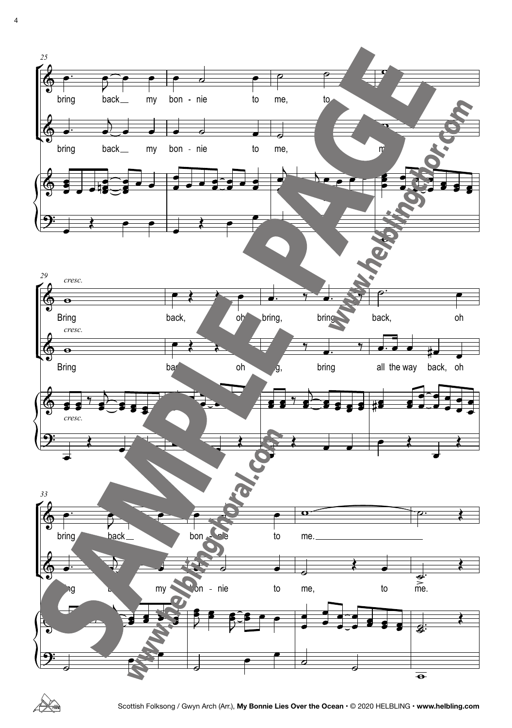25

bring back my bon - nie to me, to me.

bring back my bon - nie to me, me.

29

*cresc.*

Bring back, oh bring, bring back, oh

*cresc.*

Bring back, oh bring, bring all the way back, oh

*cresc.*

33

bring back bon - nie to me.

bring back my bon - nie to me, to me.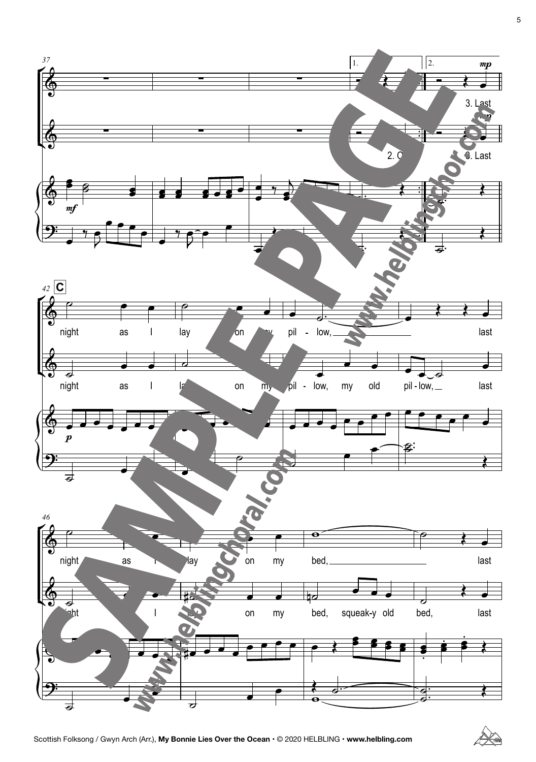37

1. 2. *mp*

3. Last

2. O 3. Last

*mf*

42 **C**

night as I lay on my pil - low, last

night as I lay on my pil - low, my old pil - low, last

*p*

46

night as I lay on my bed, last

night I lay on my bed, squeak-y old bed, last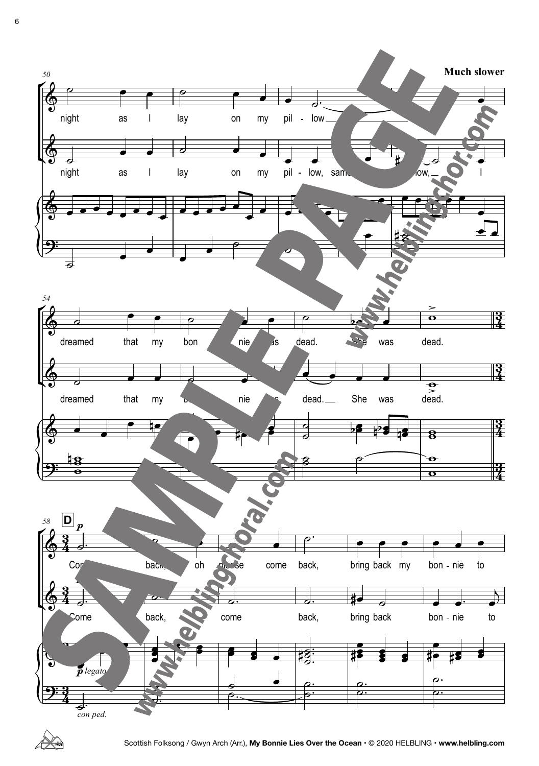**Much slower**

night as I lay on my pil - low

night as I lay on my pil - low, same ... low, I

dreamed that my bon - nie was dead. She was dead.

dreamed that my bon - nie was dead. She was dead.

**D**

*p*

Come back, oh please come back, bring back my bon - nie to

Come back, come back, bring back bon - nie to

*p legato*

*con ped.*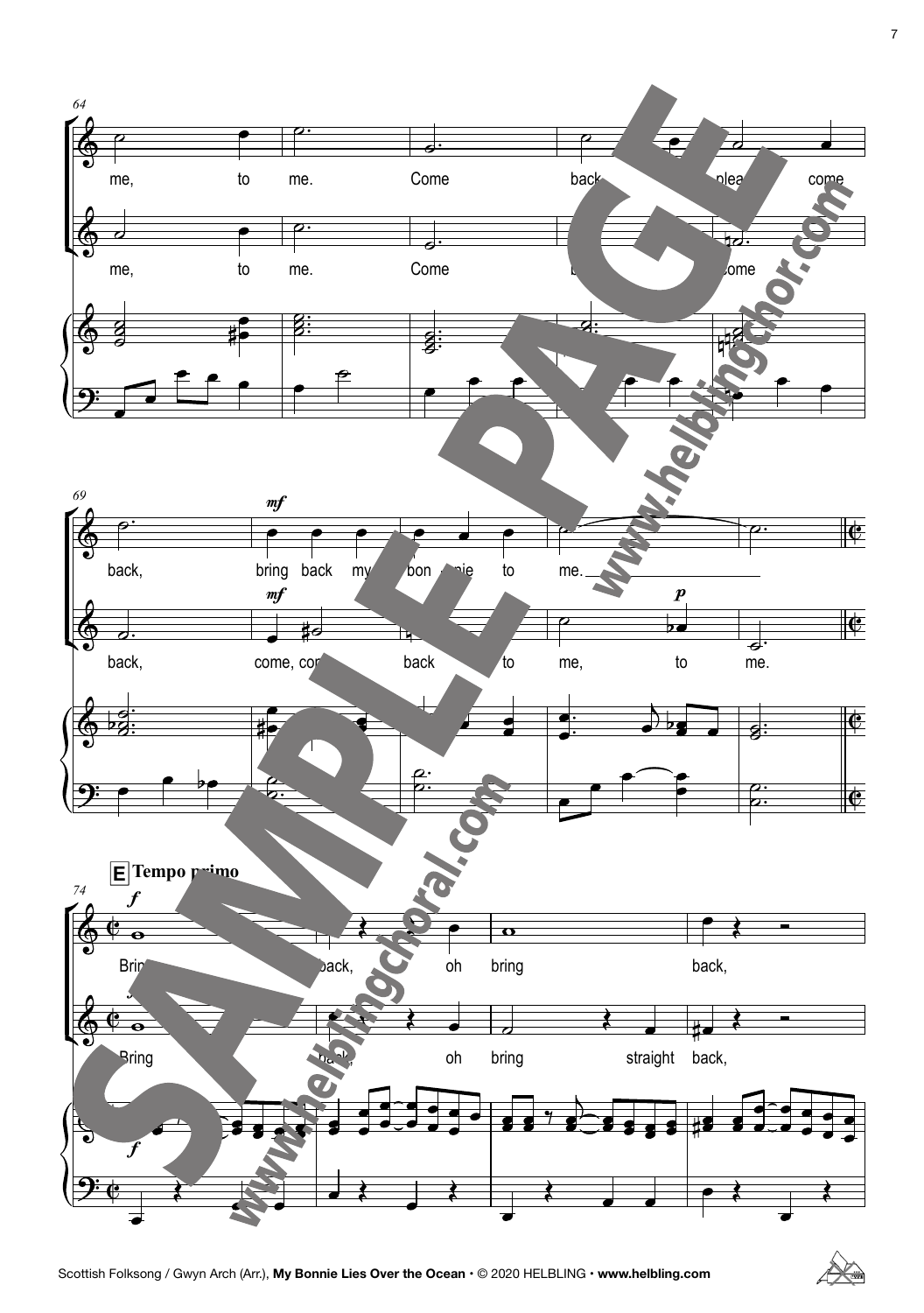**E** **Tempo primo**

me, to me. Come back, please come back, bring back my bonnie to me.

me, to me. Come back, come back, come, come back to me, to me.

Bring back, oh bring back,

Bring back, oh bring straight back,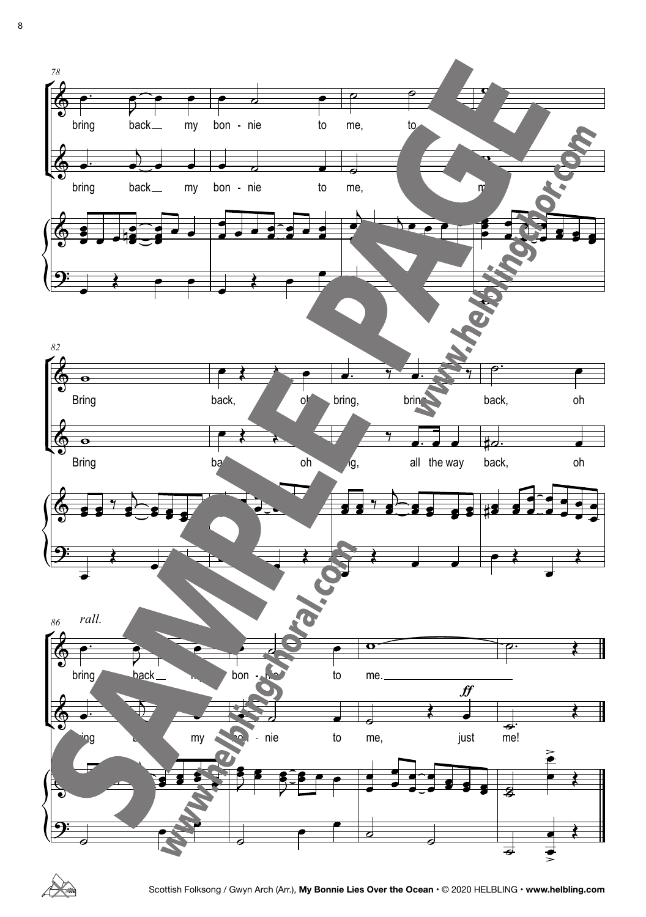78

bring back my bon - nie to me, to

bring back my bon - nie to me, me

82

Bring back, oh bring, bring back, oh

Bring back, oh bring, all the way back, oh

86 *rall.*

bring back my bon - nie to me.

bring back my bon - nie to me, just me!

*ff*